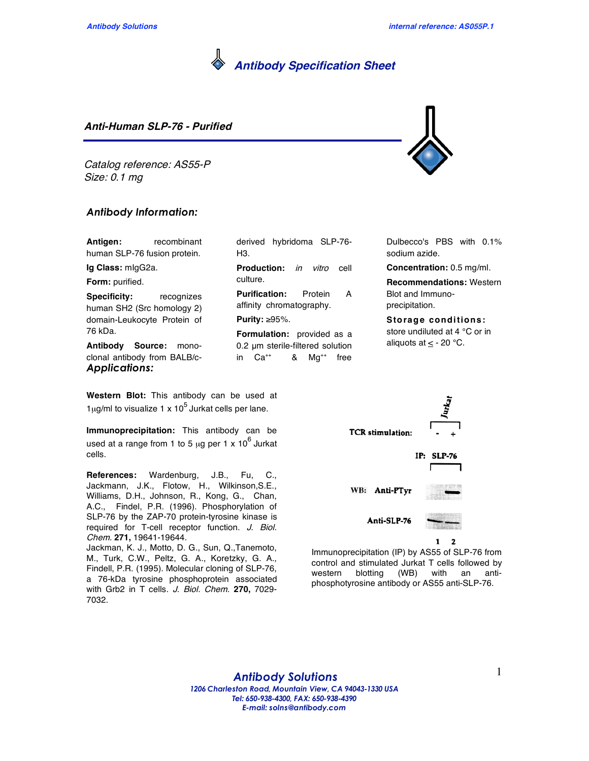# Antibody Specification Sheet

## Anti-Human SLP-76 - Purified

*Catalog reference: AS55-P*
*Size: 0.1 mg*

### Antibody Information:

**Antigen:** recombinant human SLP-76 fusion protein.

**Ig Class:** mIgG2a.

**Form:** purified.

**Specificity:** recognizes human SH2 (Src homology 2) domain-Leukocyte Protein of 76 kDa.

**Antibody Source:** monoclonal antibody from BALB/c-derived hybridoma SLP-76-H3.

**Production:** *in vitro* cell culture.

**Purification:** Protein A affinity chromatography.

**Purity:** ≥95%.

**Formulation:** provided as a 0.2 µm sterile-filtered solution in $Ca^{++}$ & $Mg^{++}$ free Dulbecco's PBS with 0.1% sodium azide.

**Concentration:** 0.5 mg/ml.

**Recommendations:** Western Blot and Immunoprecipitation.

**Storage conditions:** store undiluted at 4 °C or in aliquots at ≤ - 20 °C.

### Applications:

**Western Blot:** This antibody can be used at 1µg/ml to visualize 1 x $10^5$ Jurkat cells per lane.

**Immunoprecipitation:** This antibody can be used at a range from 1 to 5 µg per 1 x $10^6$ Jurkat cells.

**References:** Wardenburg, J.B., Fu, C., Jackmann, J.K., Flotow, H., Wilkinson,S.E., Williams, D.H., Johnson, R., Kong, G., Chan, A.C., Findel, P.R. (1996). Phosphorylation of SLP-76 by the ZAP-70 protein-tyrosine kinase is required for T-cell receptor function. *J. Biol. Chem.* **271,** 19641-19644.
Jackman, K. J., Motto, D. G., Sun, Q.,Tanemoto, M., Turk, C.W., Peltz, G. A., Koretzky, G. A., Findell, P.R. (1995). Molecular cloning of SLP-76, a 76-kDa tyrosine phosphoprotein associated with Grb2 in T cells. *J. Biol. Chem.* **270,** 7029-7032.

Jurkat
TCR stimulation: - +
IP: SLP-76
WB: Anti-PTyr
Anti-SLP-76
1 2

Immunoprecipitation (IP) by AS55 of SLP-76 from control and stimulated Jurkat T cells followed by western blotting (WB) with an anti-phosphotyrosine antibody or AS55 anti-SLP-76.

**Antibody Solutions**
1206 Charleston Road, Mountain View, CA 94043-1330 USA
Tel: 650-938-4300, FAX: 650-938-4390
E-mail: solns@antibody.com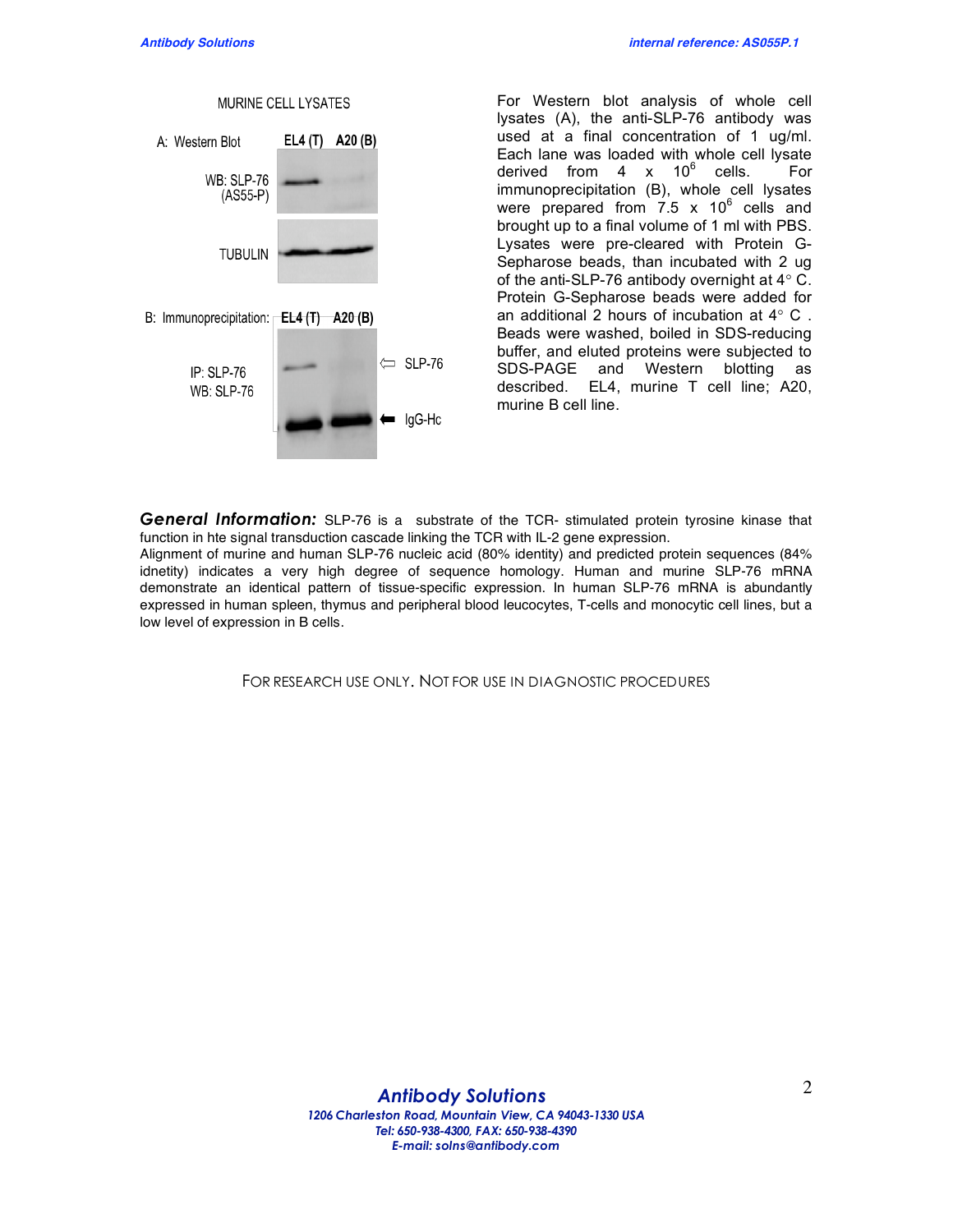MURINE CELL LYSATES

A: Western Blot

EL4 (T) A20 (B)

WB: SLP-76 (AS55-P)

TUBULIN

B: Immunoprecipitation:

EL4 (T) A20 (B)

IP: SLP-76
WB: SLP-76

SLP-76

IgG-Hc

For Western blot analysis of whole cell lysates (A), the anti-SLP-76 antibody was used at a final concentration of 1 ug/ml. Each lane was loaded with whole cell lysate derived from 4 x $10^6$ cells. For immunoprecipitation (B), whole cell lysates were prepared from 7.5 x $10^6$ cells and brought up to a final volume of 1 ml with PBS. Lysates were pre-cleared with Protein G-Sepharose beads, than incubated with 2 ug of the anti-SLP-76 antibody overnight at 4° C. Protein G-Sepharose beads were added for an additional 2 hours of incubation at 4° C . Beads were washed, boiled in SDS-reducing buffer, and eluted proteins were subjected to SDS-PAGE and Western blotting as described. EL4, murine T cell line; A20, murine B cell line.

***General Information:*** SLP-76 is a substrate of the TCR- stimulated protein tyrosine kinase that function in hte signal transduction cascade linking the TCR with IL-2 gene expression.
Alignment of murine and human SLP-76 nucleic acid (80% identity) and predicted protein sequences (84% idnetity) indicates a very high degree of sequence homology. Human and murine SLP-76 mRNA demonstrate an identical pattern of tissue-specific expression. In human SLP-76 mRNA is abundantly expressed in human spleen, thymus and peripheral blood leucocytes, T-cells and monocytic cell lines, but a low level of expression in B cells.

FOR RESEARCH USE ONLY. NOT FOR USE IN DIAGNOSTIC PROCEDURES

***Antibody Solutions***
*1206 Charleston Road, Mountain View, CA 94043-1330 USA*
*Tel: 650-938-4300, FAX: 650-938-4390*
*E-mail: solns@antibody.com*